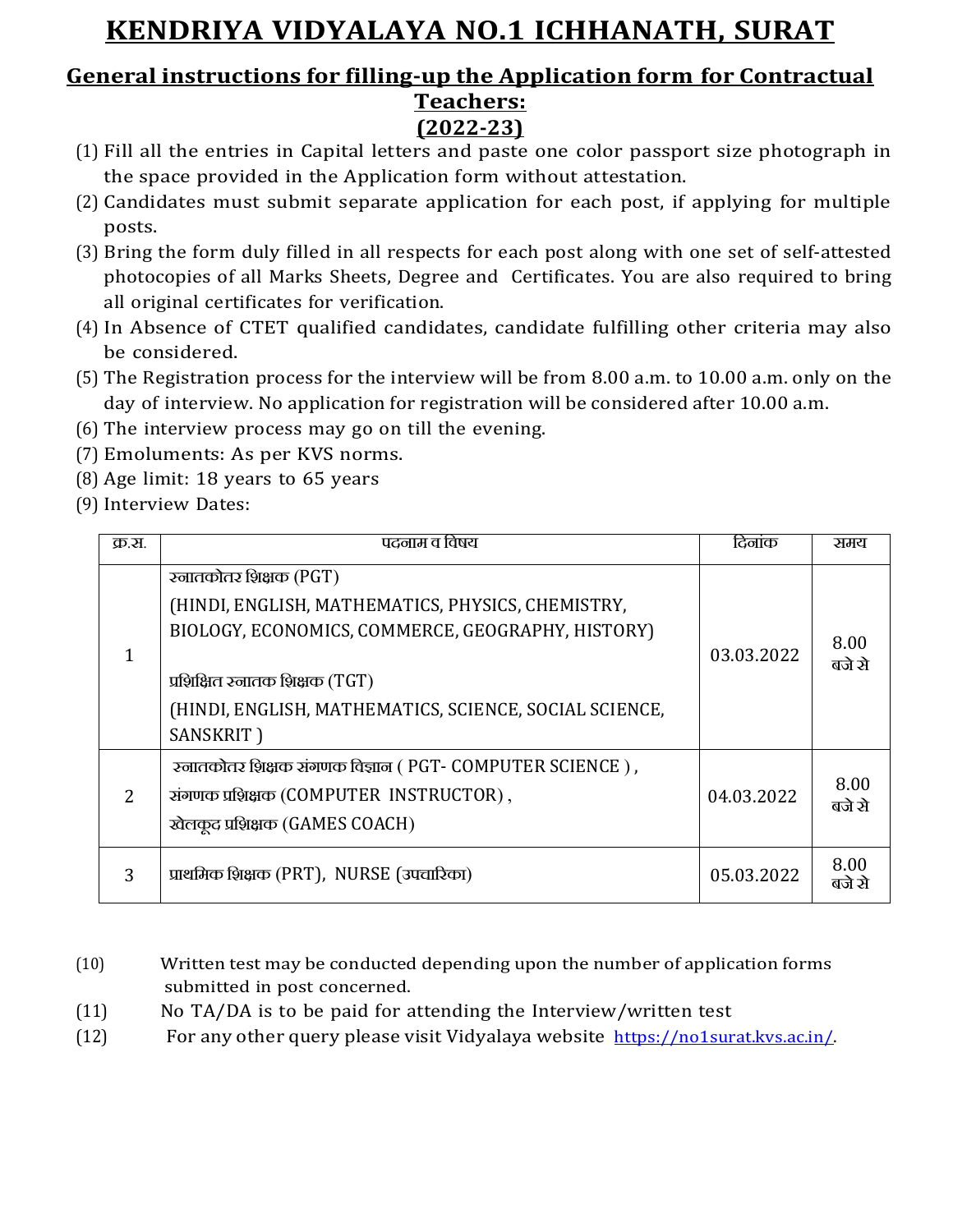# KENDRIYA VIDYALAYA NO.1 ICHHANATH, SURAT

## General instructions for filling-up the Application form for Contractual Teachers: (2022-23)

(1) Fill all the entries in Capital letters and paste one color passport size photograph in the space provided in the Application form without attestation.

(2) Candidates must submit separate application for each post, if applying for multiple posts.

(3) Bring the form duly filled in all respects for each post along with one set of self-attested photocopies of all Marks Sheets, Degree and Certificates. You are also required to bring all original certificates for verification.

(4) In Absence of CTET qualified candidates, candidate fulfilling other criteria may also be considered.

(5) The Registration process for the interview will be from 8.00 a.m. to 10.00 a.m. only on the day of interview. No application for registration will be considered after 10.00 a.m.

(6) The interview process may go on till the evening.

(7) Emoluments: As per KVS norms.

(8) Age limit: 18 years to 65 years

(9) Interview Dates:

| क्र.स. | पदनाम व विषय | दिनांक | समय |
|---|---|---|---|
| 1 | स्नातकोतर शिक्षक (PGT)<br>(HINDI, ENGLISH, MATHEMATICS, PHYSICS, CHEMISTRY, BIOLOGY, ECONOMICS, COMMERCE, GEOGRAPHY, HISTORY)<br><br>प्रशिक्षित स्नातक शिक्षक (TGT)<br>(HINDI, ENGLISH, MATHEMATICS, SCIENCE, SOCIAL SCIENCE, SANSKRIT ) | 03.03.2022 | 8.00 बजे से |
| 2 | स्नातकोतर शिक्षक संगणक विज्ञान ( PGT- COMPUTER SCIENCE ),<br>संगणक प्रशिक्षक (COMPUTER INSTRUCTOR) ,<br>खेलकूद प्रशिक्षक (GAMES COACH) | 04.03.2022 | 8.00 बजे से |
| 3 | प्राथमिक शिक्षक (PRT), NURSE (उपचारिका) | 05.03.2022 | 8.00 बजे से |

(10) Written test may be conducted depending upon the number of application forms submitted in post concerned.

(11) No TA/DA is to be paid for attending the Interview/written test

(12) For any other query please visit Vidyalaya website https://no1surat.kvs.ac.in/.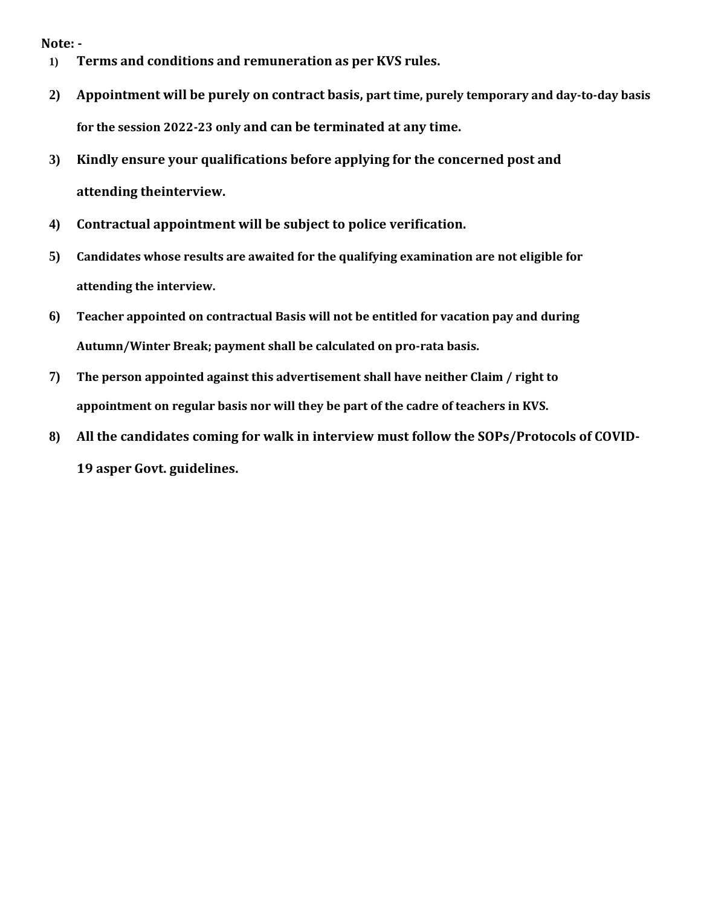**Note: -**

1) **Terms and conditions and remuneration as per KVS rules.**
2) **Appointment will be purely on contract basis, part time, purely temporary and day-to-day basis for the session 2022-23 only and can be terminated at any time.**
3) **Kindly ensure your qualifications before applying for the concerned post and attending theinterview.**
4) **Contractual appointment will be subject to police verification.**
5) **Candidates whose results are awaited for the qualifying examination are not eligible for attending the interview.**
6) **Teacher appointed on contractual Basis will not be entitled for vacation pay and during Autumn/Winter Break; payment shall be calculated on pro-rata basis.**
7) **The person appointed against this advertisement shall have neither Claim / right to appointment on regular basis nor will they be part of the cadre of teachers in KVS.**
8) **All the candidates coming for walk in interview must follow the SOPs/Protocols of COVID-19 asper Govt. guidelines.**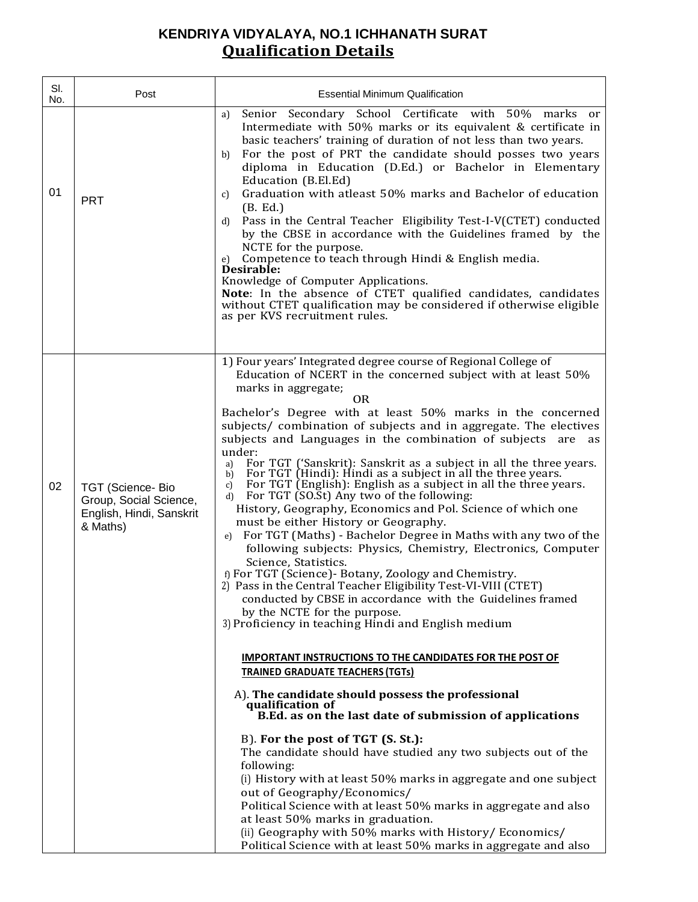**KENDRIYA VIDYALAYA, NO.1 ICHHANATH SURAT**

# Qualification Details

| Sl. No. | Post | Essential Minimum Qualification |
|---|---|---|
| 01 | PRT | a) Senior Secondary School Certificate with 50% marks or Intermediate with 50% marks or its equivalent & certificate in basic teachers' training of duration of not less than two years.<br>b) For the post of PRT the candidate should posses two years diploma in Education (D.Ed.) or Bachelor in Elementary Education (B.El.Ed)<br>c) Graduation with atleast 50% marks and Bachelor of education (B. Ed.)<br>d) Pass in the Central Teacher Eligibility Test-I-V(CTET) conducted by the CBSE in accordance with the Guidelines framed by the NCTE for the purpose.<br>e) Competence to teach through Hindi & English media.<br>**Desirable:**<br>Knowledge of Computer Applications.<br>**Note**: In the absence of CTET qualified candidates, candidates without CTET qualification may be considered if otherwise eligible as per KVS recruitment rules. |
| 02 | TGT (Science- Bio Group, Social Science, English, Hindi, Sanskrit & Maths) | 1) Four years' Integrated degree course of Regional College of Education of NCERT in the concerned subject with at least 50% marks in aggregate;<br>OR<br>Bachelor's Degree with at least 50% marks in the concerned subjects/ combination of subjects and in aggregate. The electives subjects and Languages in the combination of subjects are as under:<br>a) For TGT ('Sanskrit): Sanskrit as a subject in all the three years.<br>b) For TGT (Hindi): Hindi as a subject in all the three years.<br>c) For TGT (English): English as a subject in all the three years.<br>d) For TGT (SO.St) Any two of the following: History, Geography, Economics and Pol. Science of which one must be either History or Geography.<br>e) For TGT (Maths) - Bachelor Degree in Maths with any two of the following subjects: Physics, Chemistry, Electronics, Computer Science, Statistics.<br>f) For TGT (Science)- Botany, Zoology and Chemistry.<br>2) Pass in the Central Teacher Eligibility Test-VI-VIII (CTET) conducted by CBSE in accordance with the Guidelines framed by the NCTE for the purpose.<br>3) Proficiency in teaching Hindi and English medium<br><br>**IMPORTANT INSTRUCTIONS TO THE CANDIDATES FOR THE POST OF TRAINED GRADUATE TEACHERS (TGTs)**<br><br>A). **The candidate should possess the professional qualification of B.Ed. as on the last date of submission of applications**<br><br>B). **For the post of TGT (S. St.):**<br>The candidate should have studied any two subjects out of the following:<br>(i) History with at least 50% marks in aggregate and one subject out of Geography/Economics/ Political Science with at least 50% marks in aggregate and also at least 50% marks in graduation.<br>(ii) Geography with 50% marks with History/ Economics/ Political Science with at least 50% marks in aggregate and also |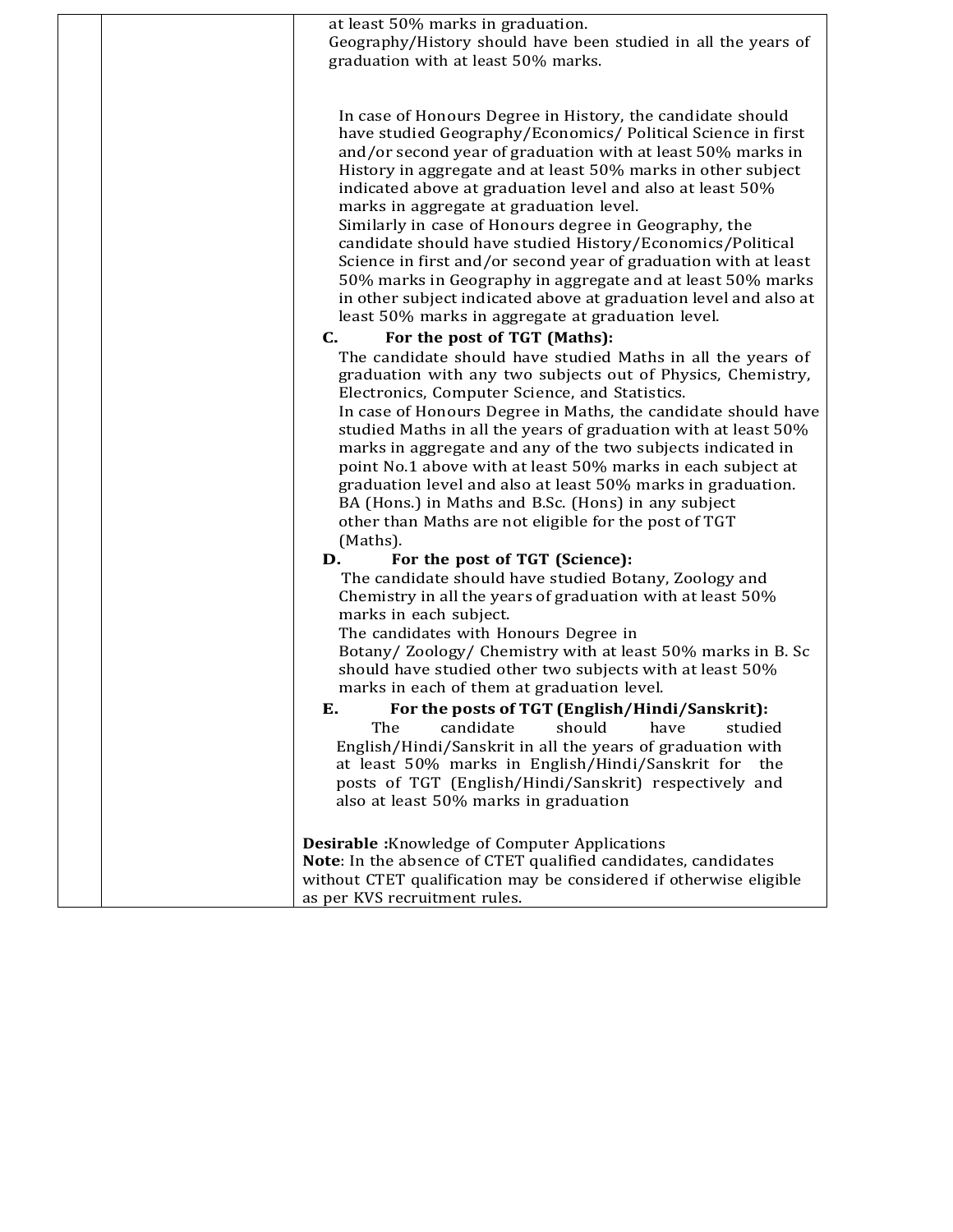| | | at least 50% marks in graduation.<br>Geography/History should have been studied in all the years of graduation with at least 50% marks.<br><br>In case of Honours Degree in History, the candidate should have studied Geography/Economics/ Political Science in first and/or second year of graduation with at least 50% marks in History in aggregate and at least 50% marks in other subject indicated above at graduation level and also at least 50% marks in aggregate at graduation level.<br>Similarly in case of Honours degree in Geography, the candidate should have studied History/Economics/Political Science in first and/or second year of graduation with at least 50% marks in Geography in aggregate and at least 50% marks in other subject indicated above at graduation level and also at least 50% marks in aggregate at graduation level.<br>**C. For the post of TGT (Maths):**<br>The candidate should have studied Maths in all the years of graduation with any two subjects out of Physics, Chemistry, Electronics, Computer Science, and Statistics.<br>In case of Honours Degree in Maths, the candidate should have studied Maths in all the years of graduation with at least 50% marks in aggregate and any of the two subjects indicated in point No.1 above with at least 50% marks in each subject at graduation level and also at least 50% marks in graduation.<br>BA (Hons.) in Maths and B.Sc. (Hons) in any subject other than Maths are not eligible for the post of TGT (Maths).<br>**D. For the post of TGT (Science):**<br>The candidate should have studied Botany, Zoology and Chemistry in all the years of graduation with at least 50% marks in each subject.<br>The candidates with Honours Degree in Botany/ Zoology/ Chemistry with at least 50% marks in B. Sc should have studied other two subjects with at least 50% marks in each of them at graduation level.<br>**E. For the posts of TGT (English/Hindi/Sanskrit):**<br>The candidate should have studied English/Hindi/Sanskrit in all the years of graduation with at least 50% marks in English/Hindi/Sanskrit for the posts of TGT (English/Hindi/Sanskrit) respectively and also at least 50% marks in graduation<br><br>**Desirable :**Knowledge of Computer Applications<br>**Note**: In the absence of CTET qualified candidates, candidates without CTET qualification may be considered if otherwise eligible as per KVS recruitment rules. |
|---|---|---|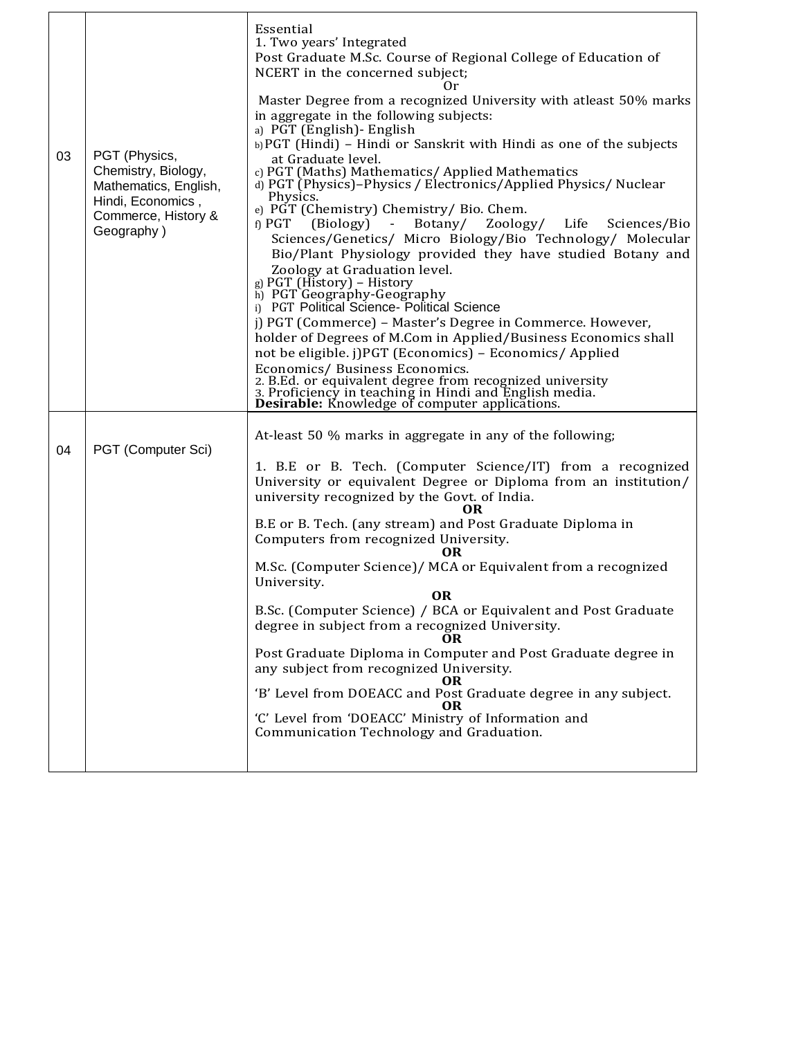| 03 | PGT (Physics, Chemistry, Biology, Mathematics, English, Hindi, Economics , Commerce, History & Geography ) | Essential<br>1. Two years' Integrated<br>Post Graduate M.Sc. Course of Regional College of Education of NCERT in the concerned subject;<br>Or<br>Master Degree from a recognized University with atleast 50% marks in aggregate in the following subjects:<br>a) PGT (English)- English<br>b) PGT (Hindi) – Hindi or Sanskrit with Hindi as one of the subjects at Graduate level.<br>c) PGT (Maths) Mathematics/ Applied Mathematics<br>d) PGT (Physics)–Physics / Electronics/Applied Physics/ Nuclear Physics.<br>e) PGT (Chemistry) Chemistry/ Bio. Chem.<br>f) PGT (Biology) - Botany/ Zoology/ Life Sciences/Bio Sciences/Genetics/ Micro Biology/Bio Technology/ Molecular Bio/Plant Physiology provided they have studied Botany and Zoology at Graduation level.<br>g) PGT (History) – History<br>h) PGT Geography-Geography<br>i) PGT Political Science- Political Science<br>j) PGT (Commerce) – Master's Degree in Commerce. However, holder of Degrees of M.Com in Applied/Business Economics shall not be eligible. j)PGT (Economics) – Economics/ Applied Economics/ Business Economics.<br>2. B.Ed. or equivalent degree from recognized university<br>3. Proficiency in teaching in Hindi and English media.<br>**Desirable:** Knowledge of computer applications. |
|---|---|---|
| 04 | PGT (Computer Sci) | At-least 50 % marks in aggregate in any of the following;<br>1. B.E or B. Tech. (Computer Science/IT) from a recognized University or equivalent Degree or Diploma from an institution/ university recognized by the Govt. of India.<br>**OR**<br>B.E or B. Tech. (any stream) and Post Graduate Diploma in Computers from recognized University.<br>**OR**<br>M.Sc. (Computer Science)/ MCA or Equivalent from a recognized University.<br>**OR**<br>B.Sc. (Computer Science) / BCA or Equivalent and Post Graduate degree in subject from a recognized University.<br>**OR**<br>Post Graduate Diploma in Computer and Post Graduate degree in any subject from recognized University.<br>**OR**<br>'B' Level from DOEACC and Post Graduate degree in any subject.<br>**OR**<br>'C' Level from 'DOEACC' Ministry of Information and Communication Technology and Graduation. |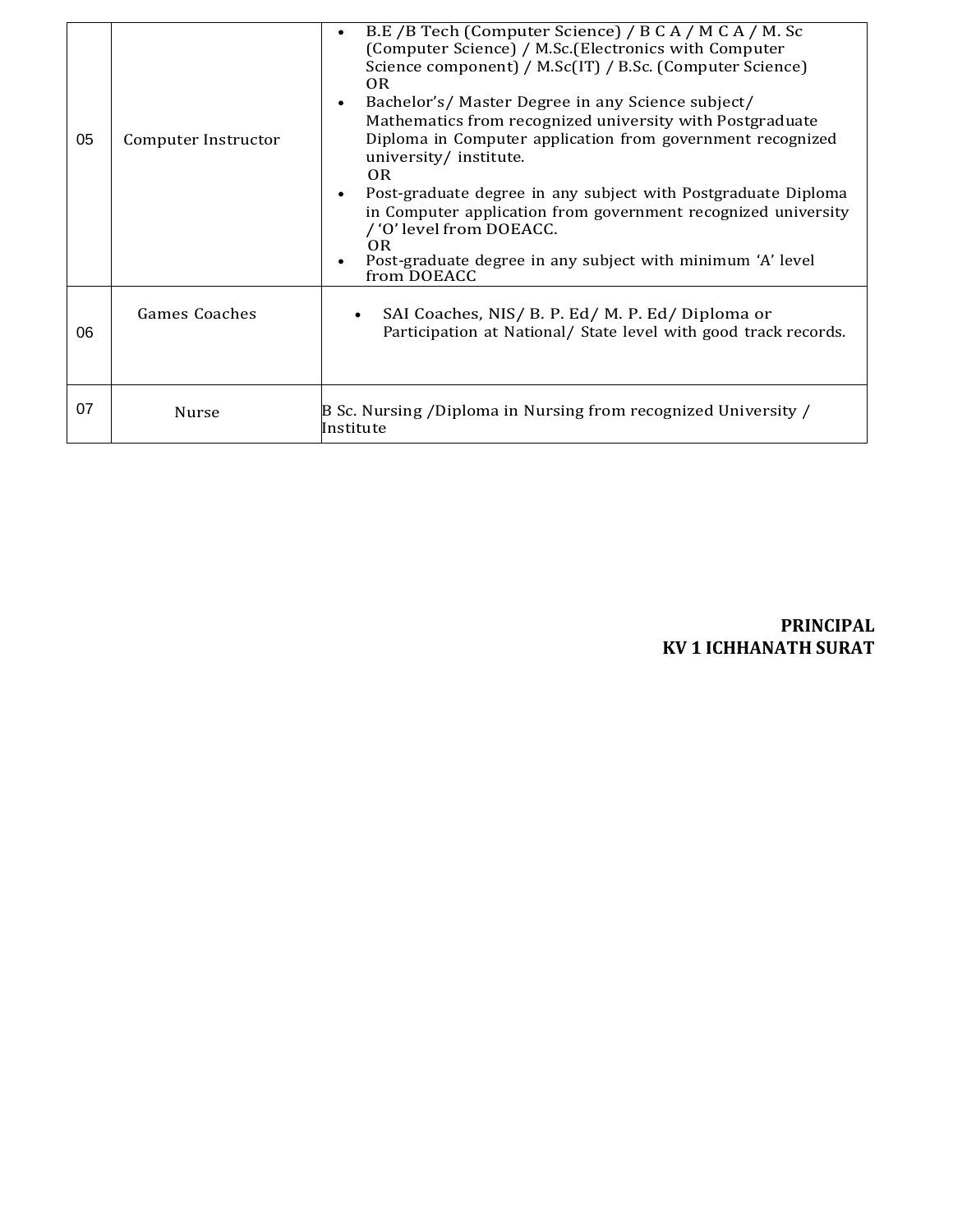| | | |
|---|---|---|
| 05 | Computer Instructor | • B.E /B Tech (Computer Science) / B C A / M C A / M. Sc (Computer Science) / M.Sc.(Electronics with Computer Science component) / M.Sc(IT) / B.Sc. (Computer Science)<br>OR<br>• Bachelor's/ Master Degree in any Science subject/ Mathematics from recognized university with Postgraduate Diploma in Computer application from government recognized university/ institute.<br>OR<br>• Post-graduate degree in any subject with Postgraduate Diploma in Computer application from government recognized university / 'O' level from DOEACC.<br>OR<br>• Post-graduate degree in any subject with minimum 'A' level from DOEACC |
| 06 | Games Coaches | • SAI Coaches, NIS/ B. P. Ed/ M. P. Ed/ Diploma or Participation at National/ State level with good track records. |
| 07 | Nurse | B Sc. Nursing /Diploma in Nursing from recognized University / Institute |

**PRINCIPAL**
**KV 1 ICHHANATH SURAT**